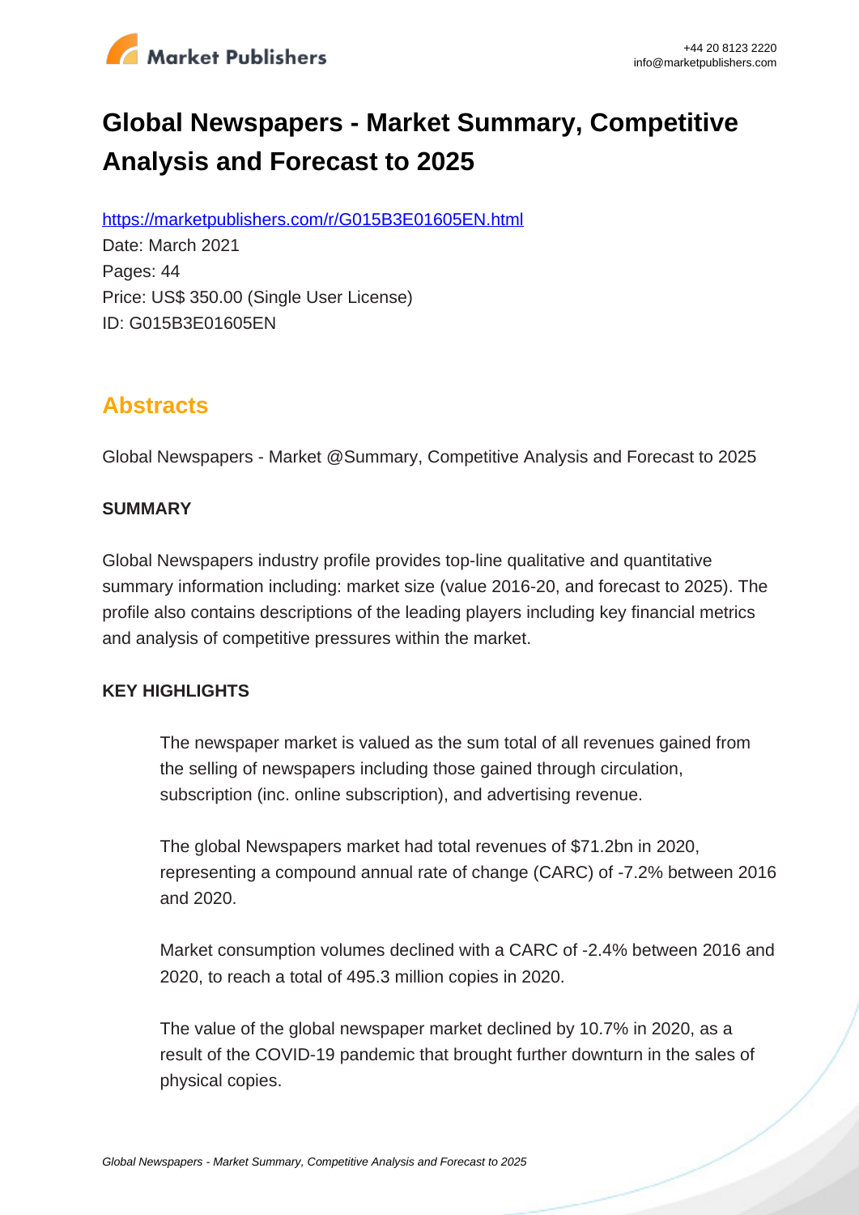# Global Newspapers - Market Summary, Competitive Analysis and Forecast to 2025

https://marketpublishers.com/r/G015B3E01605EN.html

Date: March 2021

Pages: 44

Price: US$ 350.00 (Single User License)

ID: G015B3E01605EN

## Abstracts

Global Newspapers - Market @Summary, Competitive Analysis and Forecast to 2025

**SUMMARY**

Global Newspapers industry profile provides top-line qualitative and quantitative summary information including: market size (value 2016-20, and forecast to 2025). The profile also contains descriptions of the leading players including key financial metrics and analysis of competitive pressures within the market.

**KEY HIGHLIGHTS**

The newspaper market is valued as the sum total of all revenues gained from the selling of newspapers including those gained through circulation, subscription (inc. online subscription), and advertising revenue.

The global Newspapers market had total revenues of $71.2bn in 2020, representing a compound annual rate of change (CARC) of -7.2% between 2016 and 2020.

Market consumption volumes declined with a CARC of -2.4% between 2016 and 2020, to reach a total of 495.3 million copies in 2020.

The value of the global newspaper market declined by 10.7% in 2020, as a result of the COVID-19 pandemic that brought further downturn in the sales of physical copies.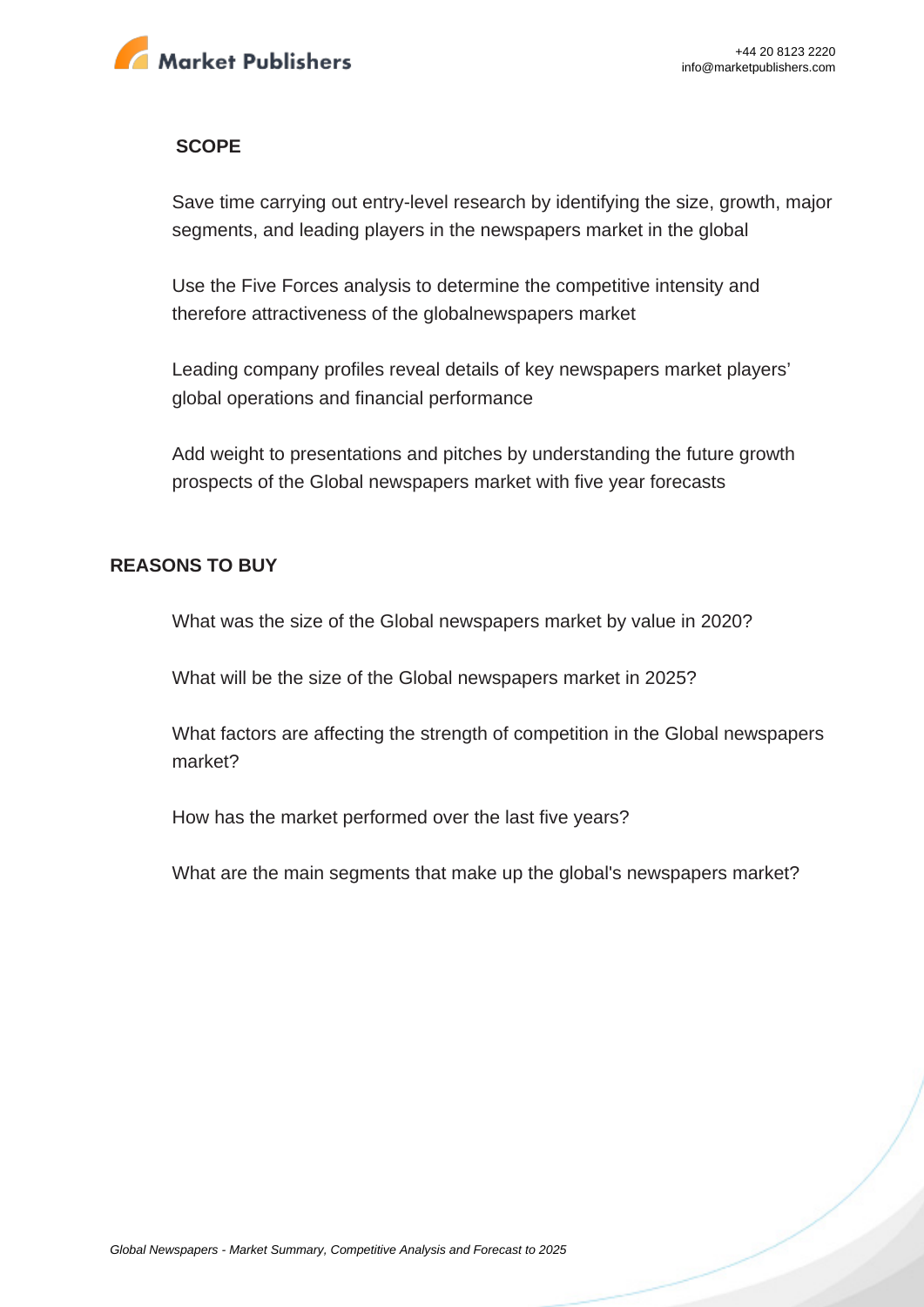## SCOPE

Save time carrying out entry-level research by identifying the size, growth, major segments, and leading players in the newspapers market in the global

Use the Five Forces analysis to determine the competitive intensity and therefore attractiveness of the globalnewspapers market

Leading company profiles reveal details of key newspapers market players' global operations and financial performance

Add weight to presentations and pitches by understanding the future growth prospects of the Global newspapers market with five year forecasts

## REASONS TO BUY

What was the size of the Global newspapers market by value in 2020?

What will be the size of the Global newspapers market in 2025?

What factors are affecting the strength of competition in the Global newspapers market?

How has the market performed over the last five years?

What are the main segments that make up the global's newspapers market?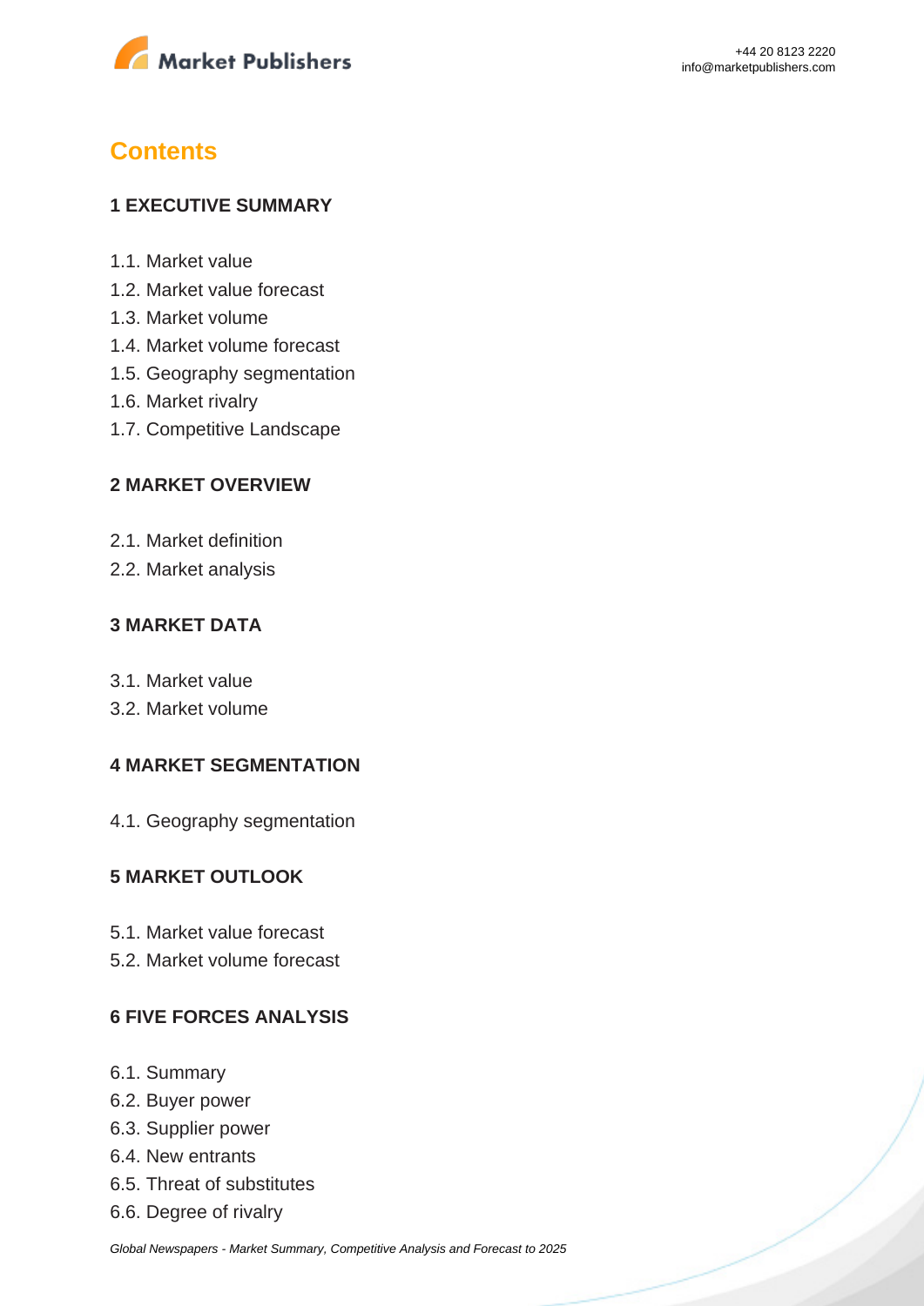## Contents

### 1 EXECUTIVE SUMMARY

1.1. Market value
1.2. Market value forecast
1.3. Market volume
1.4. Market volume forecast
1.5. Geography segmentation
1.6. Market rivalry
1.7. Competitive Landscape

### 2 MARKET OVERVIEW

2.1. Market definition
2.2. Market analysis

### 3 MARKET DATA

3.1. Market value
3.2. Market volume

### 4 MARKET SEGMENTATION

4.1. Geography segmentation

### 5 MARKET OUTLOOK

5.1. Market value forecast
5.2. Market volume forecast

### 6 FIVE FORCES ANALYSIS

6.1. Summary
6.2. Buyer power
6.3. Supplier power
6.4. New entrants
6.5. Threat of substitutes
6.6. Degree of rivalry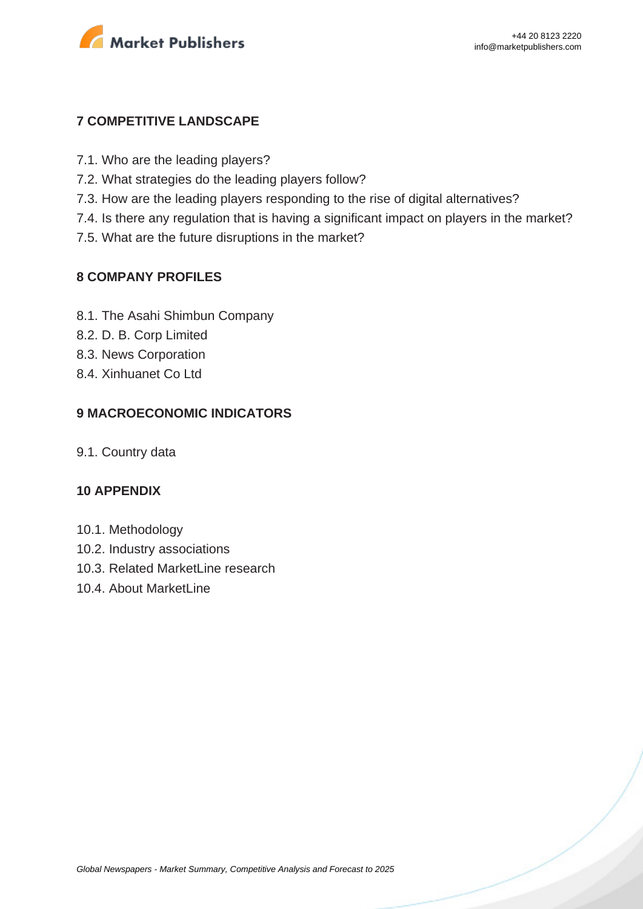## 7 COMPETITIVE LANDSCAPE

7.1. Who are the leading players?
7.2. What strategies do the leading players follow?
7.3. How are the leading players responding to the rise of digital alternatives?
7.4. Is there any regulation that is having a significant impact on players in the market?
7.5. What are the future disruptions in the market?

## 8 COMPANY PROFILES

8.1. The Asahi Shimbun Company
8.2. D. B. Corp Limited
8.3. News Corporation
8.4. Xinhuanet Co Ltd

## 9 MACROECONOMIC INDICATORS

9.1. Country data

## 10 APPENDIX

10.1. Methodology
10.2. Industry associations
10.3. Related MarketLine research
10.4. About MarketLine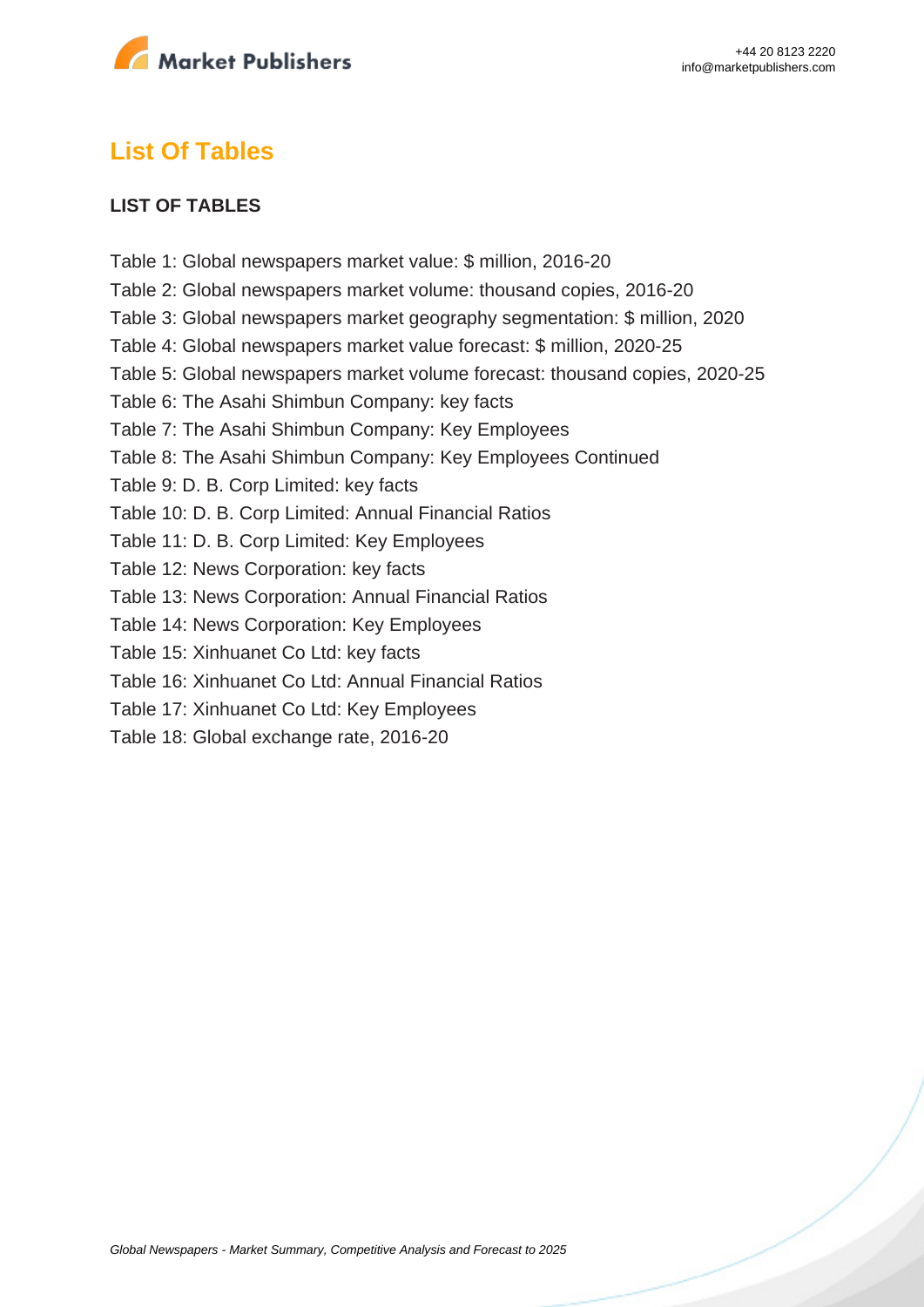## List Of Tables

**LIST OF TABLES**

Table 1: Global newspapers market value: $ million, 2016-20
Table 2: Global newspapers market volume: thousand copies, 2016-20
Table 3: Global newspapers market geography segmentation: $ million, 2020
Table 4: Global newspapers market value forecast: $ million, 2020-25
Table 5: Global newspapers market volume forecast: thousand copies, 2020-25
Table 6: The Asahi Shimbun Company: key facts
Table 7: The Asahi Shimbun Company: Key Employees
Table 8: The Asahi Shimbun Company: Key Employees Continued
Table 9: D. B. Corp Limited: key facts
Table 10: D. B. Corp Limited: Annual Financial Ratios
Table 11: D. B. Corp Limited: Key Employees
Table 12: News Corporation: key facts
Table 13: News Corporation: Annual Financial Ratios
Table 14: News Corporation: Key Employees
Table 15: Xinhuanet Co Ltd: key facts
Table 16: Xinhuanet Co Ltd: Annual Financial Ratios
Table 17: Xinhuanet Co Ltd: Key Employees
Table 18: Global exchange rate, 2016-20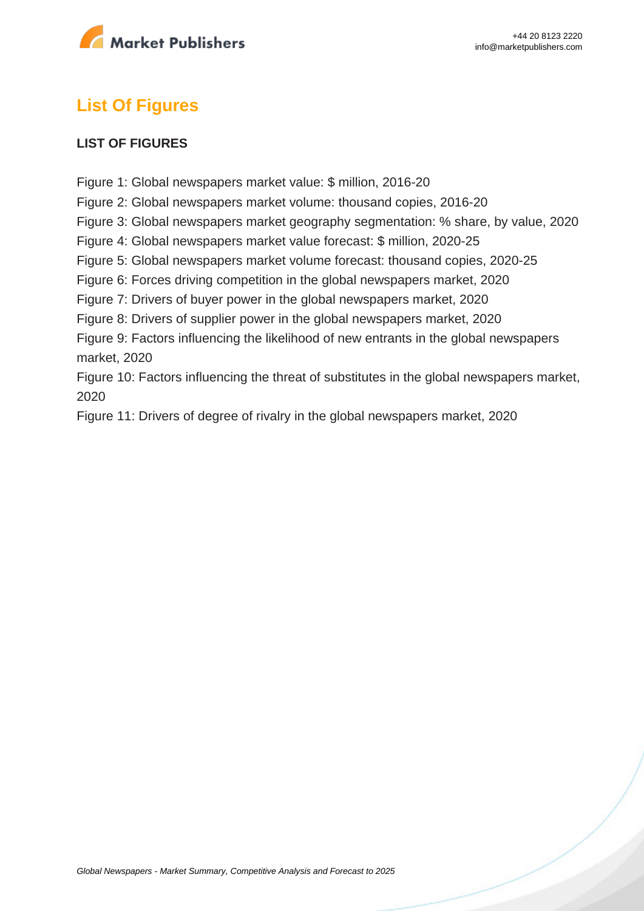## List Of Figures

**LIST OF FIGURES**

Figure 1: Global newspapers market value: $ million, 2016-20
Figure 2: Global newspapers market volume: thousand copies, 2016-20
Figure 3: Global newspapers market geography segmentation: % share, by value, 2020
Figure 4: Global newspapers market value forecast: $ million, 2020-25
Figure 5: Global newspapers market volume forecast: thousand copies, 2020-25
Figure 6: Forces driving competition in the global newspapers market, 2020
Figure 7: Drivers of buyer power in the global newspapers market, 2020
Figure 8: Drivers of supplier power in the global newspapers market, 2020
Figure 9: Factors influencing the likelihood of new entrants in the global newspapers market, 2020
Figure 10: Factors influencing the threat of substitutes in the global newspapers market, 2020
Figure 11: Drivers of degree of rivalry in the global newspapers market, 2020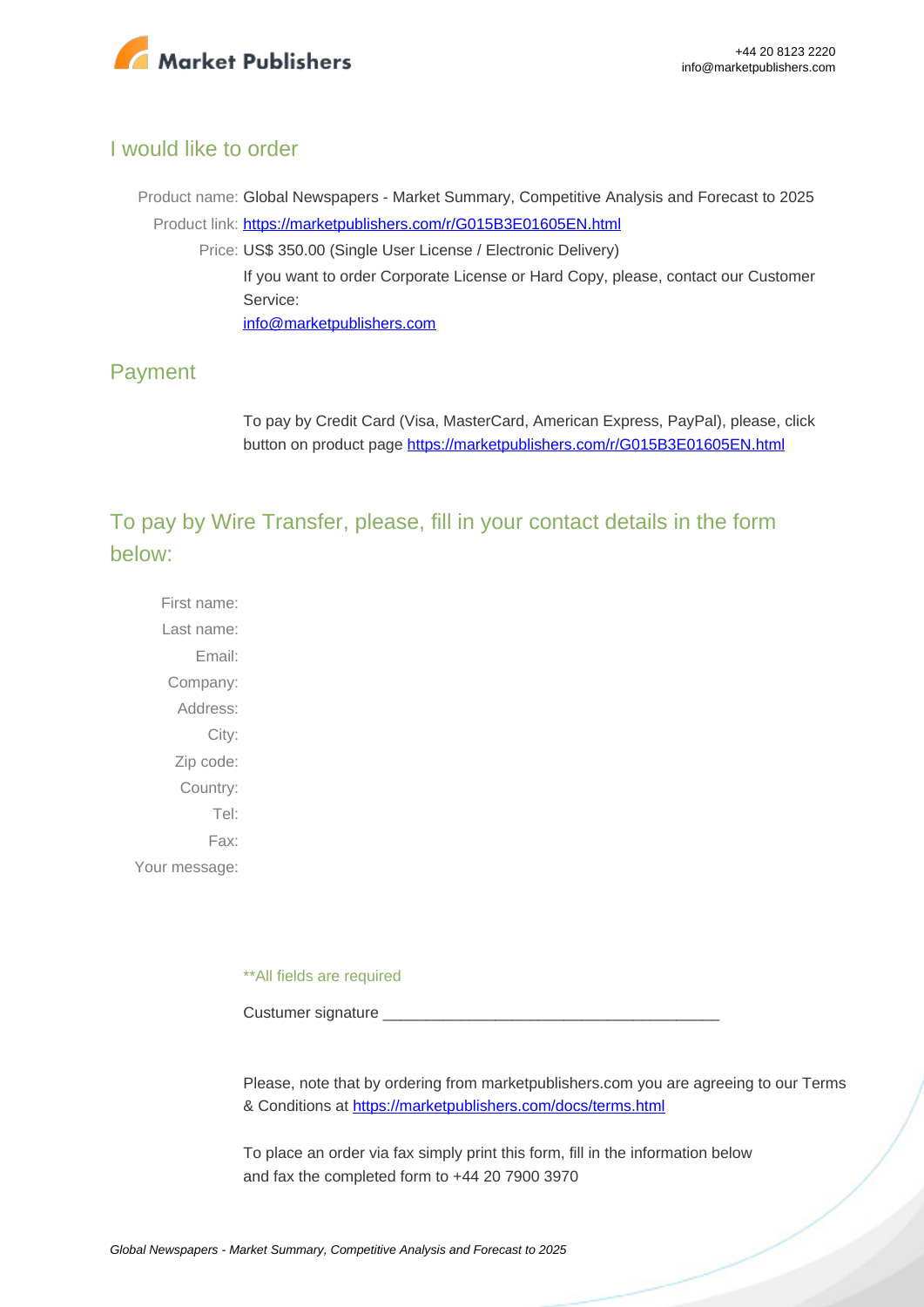## I would like to order

Product name: Global Newspapers - Market Summary, Competitive Analysis and Forecast to 2025

Product link: [https://marketpublishers.com/r/G015B3E01605EN.html](https://marketpublishers.com/r/G015B3E01605EN.html)

Price: US$ 350.00 (Single User License / Electronic Delivery)

If you want to order Corporate License or Hard Copy, please, contact our Customer Service:

[info@marketpublishers.com](mailto:info@marketpublishers.com)

## Payment

To pay by Credit Card (Visa, MasterCard, American Express, PayPal), please, click button on product page [https://marketpublishers.com/r/G015B3E01605EN.html](https://marketpublishers.com/r/G015B3E01605EN.html)

## To pay by Wire Transfer, please, fill in your contact details in the form below:

First name:

Last name:

Email:

Company:

Address:

City:

Zip code:

Country:

Tel:

Fax:

Your message:

**All fields are required

Custumer signature _______________________________________

Please, note that by ordering from marketpublishers.com you are agreeing to our Terms & Conditions at [https://marketpublishers.com/docs/terms.html](https://marketpublishers.com/docs/terms.html)

To place an order via fax simply print this form, fill in the information below and fax the completed form to +44 20 7900 3970